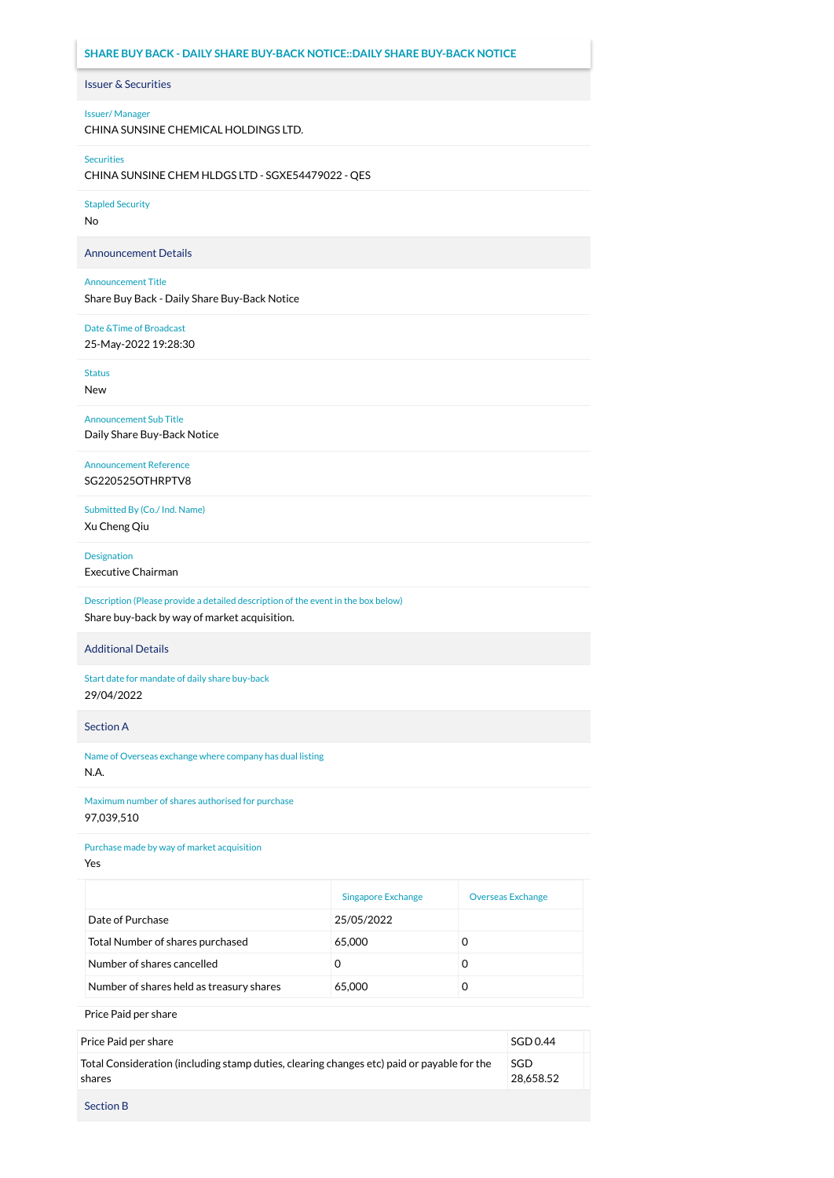## SHARE BUY BACK - DAILY SHARE BUY-BACK NOTICE::DAILY SHARE BUY-BACK NOTICE

### Issuer & Securities

**Issuer/ Manager**
CHINA SUNSINE CHEMICAL HOLDINGS LTD.

**Securities**
CHINA SUNSINE CHEM HLDGS LTD - SGXE54479022 - QES

**Stapled Security**
No

### Announcement Details

**Announcement Title**
Share Buy Back - Daily Share Buy-Back Notice

**Date &Time of Broadcast**
25-May-2022 19:28:30

**Status**
New

**Announcement Sub Title**
Daily Share Buy-Back Notice

**Announcement Reference**
SG220525OTHRPTV8

**Submitted By (Co./ Ind. Name)**
Xu Cheng Qiu

**Designation**
Executive Chairman

**Description (Please provide a detailed description of the event in the box below)**
Share buy-back by way of market acquisition.

### Additional Details

**Start date for mandate of daily share buy-back**
29/04/2022

### Section A

**Name of Overseas exchange where company has dual listing**
N.A.

**Maximum number of shares authorised for purchase**
97,039,510

**Purchase made by way of market acquisition**
Yes

| | Singapore Exchange | Overseas Exchange |
|---|---|---|
| Date of Purchase | 25/05/2022 | |
| Total Number of shares purchased | 65,000 | 0 |
| Number of shares cancelled | 0 | 0 |
| Number of shares held as treasury shares | 65,000 | 0 |

Price Paid per share

| | |
|---|---|
| Price Paid per share | SGD 0.44 |
| Total Consideration (including stamp duties, clearing changes etc) paid or payable for the shares | SGD 28,658.52 |

### Section B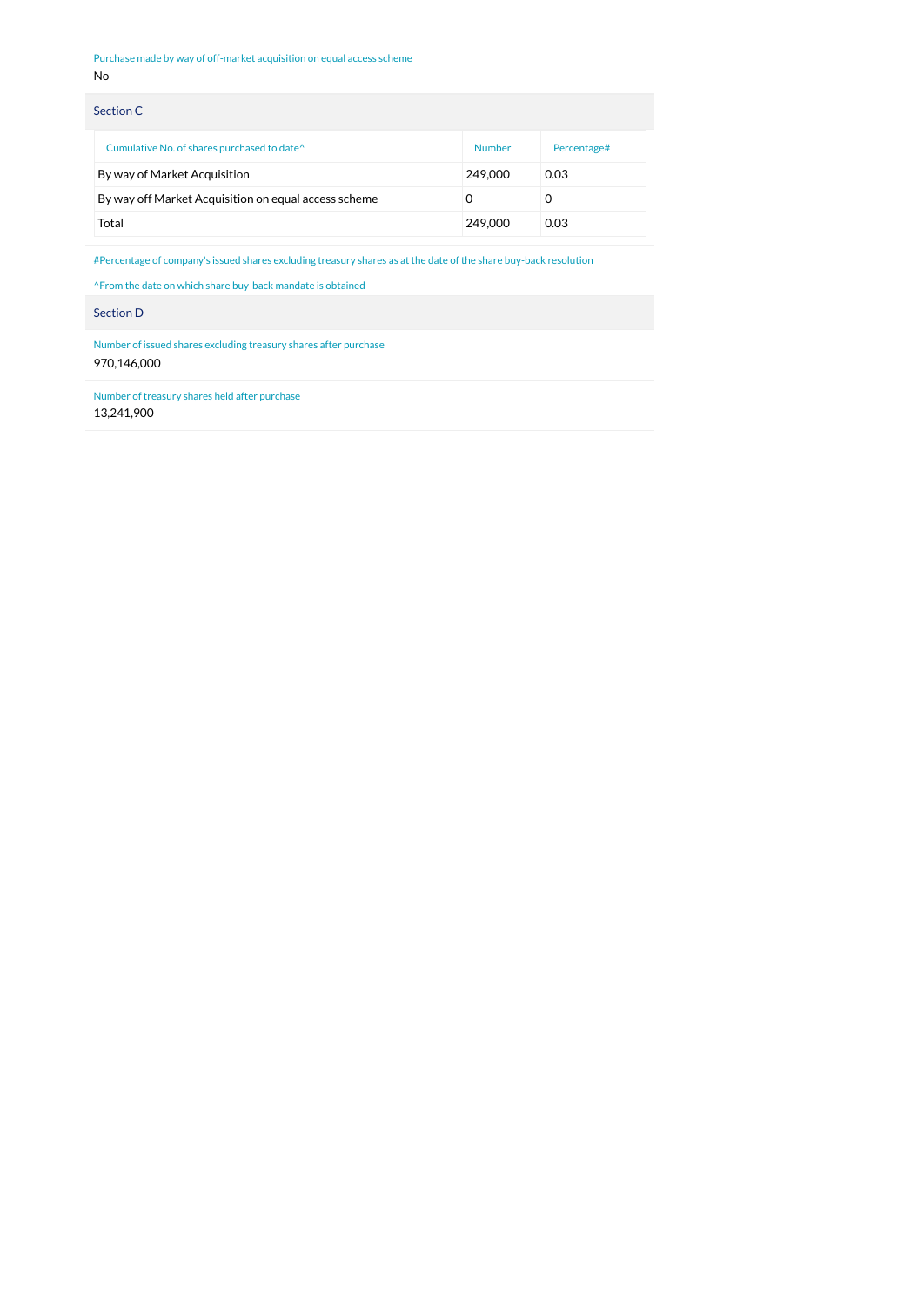Purchase made by way of off-market acquisition on equal access scheme

No

## Section C

| Cumulative No. of shares purchased to date^ | Number | Percentage# |
|---|---|---|
| By way of Market Acquisition | 249,000 | 0.03 |
| By way off Market Acquisition on equal access scheme | 0 | 0 |
| Total | 249,000 | 0.03 |

#Percentage of company's issued shares excluding treasury shares as at the date of the share buy-back resolution

^From the date on which share buy-back mandate is obtained

## Section D

Number of issued shares excluding treasury shares after purchase

970,146,000

Number of treasury shares held after purchase

13,241,900